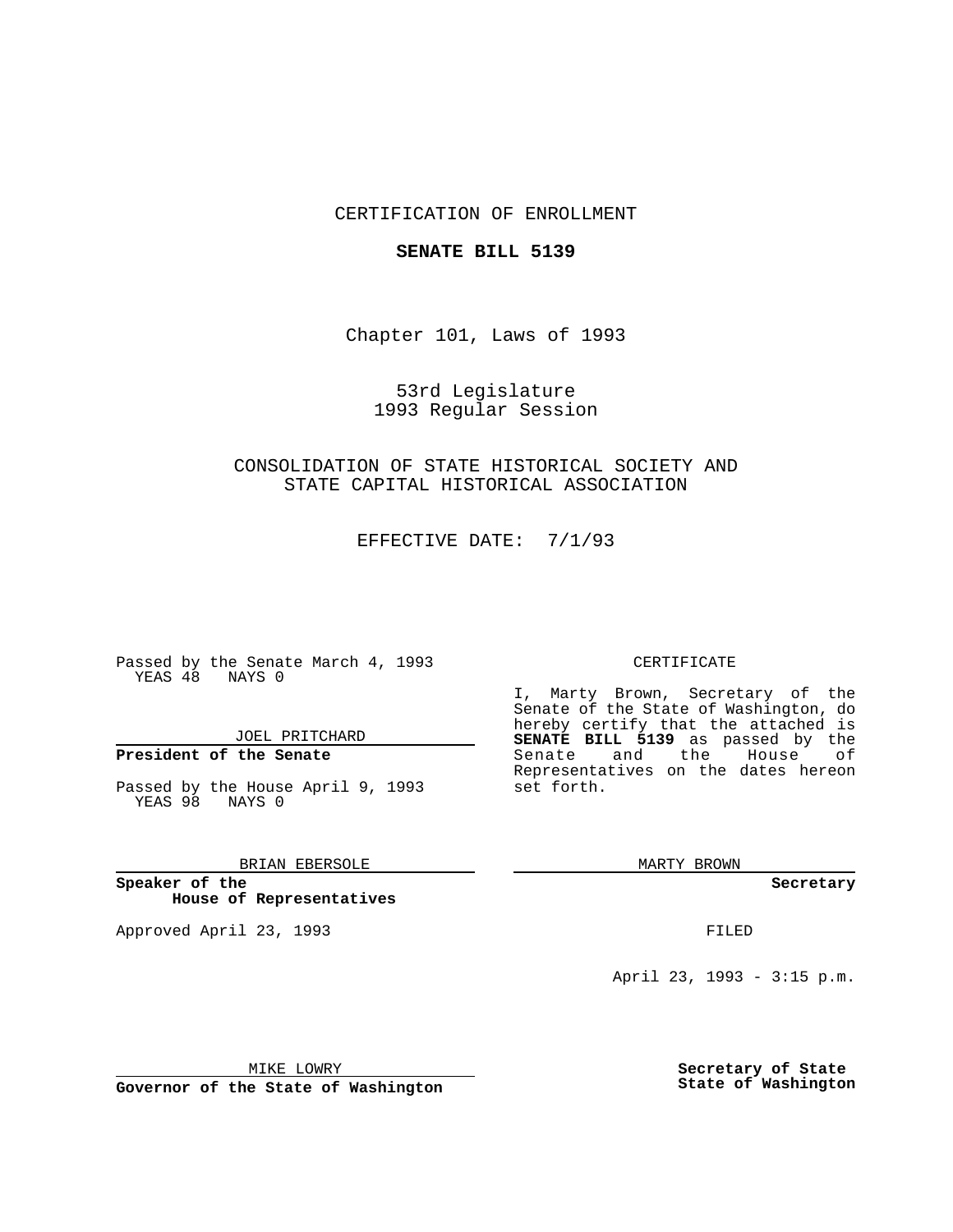CERTIFICATION OF ENROLLMENT

**SENATE BILL 5139**

Chapter 101, Laws of 1993

53rd Legislature
1993 Regular Session

CONSOLIDATION OF STATE HISTORICAL SOCIETY AND STATE CAPITAL HISTORICAL ASSOCIATION

EFFECTIVE DATE: 7/1/93

Passed by the Senate March 4, 1993
YEAS 48 NAYS 0

JOEL PRITCHARD

**President of the Senate**

Passed by the House April 9, 1993
YEAS 98 NAYS 0

BRIAN EBERSOLE

**Speaker of the House of Representatives**

Approved April 23, 1993

MIKE LOWRY

**Governor of the State of Washington**

CERTIFICATE

I, Marty Brown, Secretary of the Senate of the State of Washington, do hereby certify that the attached is **SENATE BILL 5139** as passed by the Senate and the House of Representatives on the dates hereon set forth.

MARTY BROWN

**Secretary**

FILED

April 23, 1993 - 3:15 p.m.

**Secretary of State**
**State of Washington**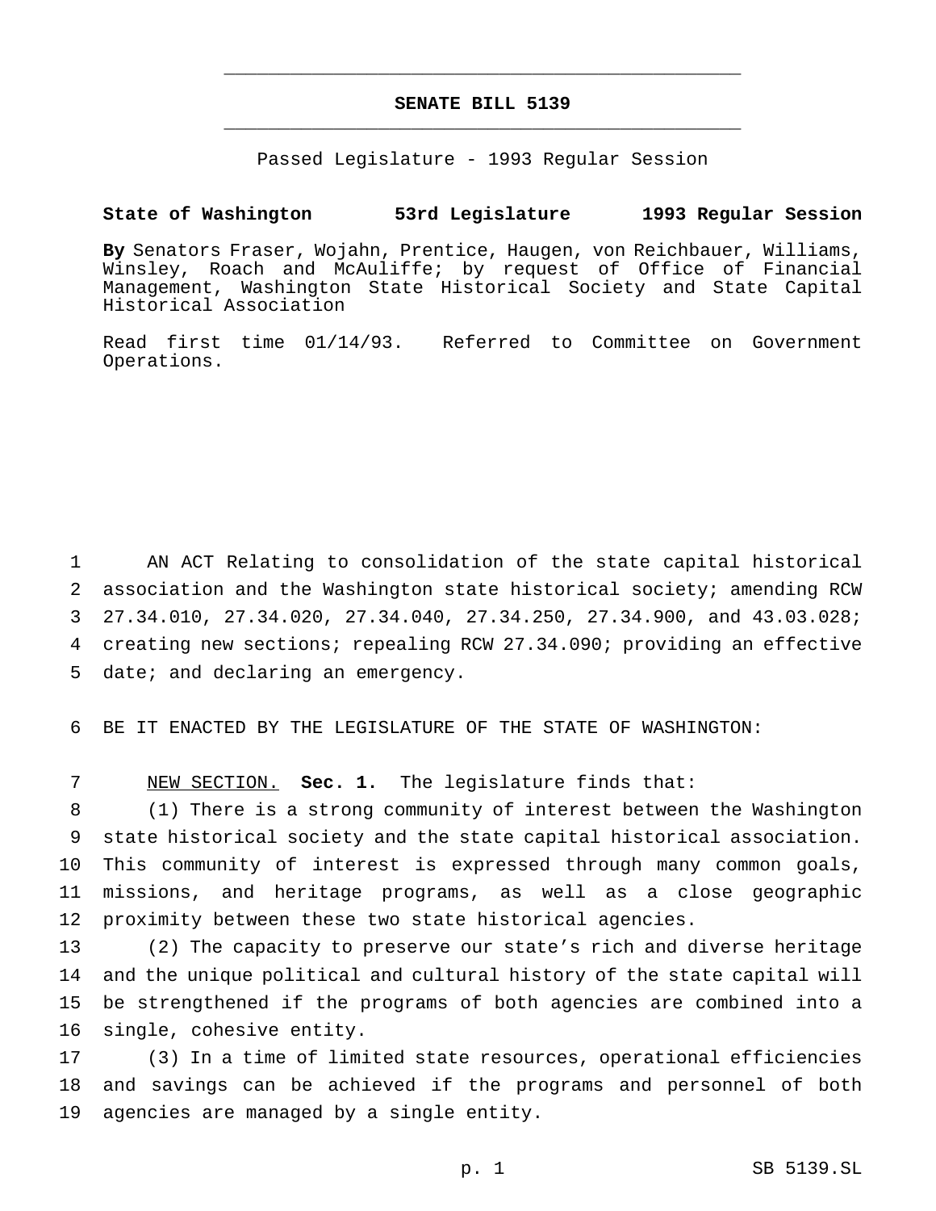# SENATE BILL 5139

Passed Legislature - 1993 Regular Session

**State of Washington 53rd Legislature 1993 Regular Session**

**By** Senators Fraser, Wojahn, Prentice, Haugen, von Reichbauer, Williams, Winsley, Roach and McAuliffe; by request of Office of Financial Management, Washington State Historical Society and State Capital Historical Association

Read first time 01/14/93. Referred to Committee on Government Operations.

1 AN ACT Relating to consolidation of the state capital historical
2 association and the Washington state historical society; amending RCW
3 27.34.010, 27.34.020, 27.34.040, 27.34.250, 27.34.900, and 43.03.028;
4 creating new sections; repealing RCW 27.34.090; providing an effective
5 date; and declaring an emergency.

6 BE IT ENACTED BY THE LEGISLATURE OF THE STATE OF WASHINGTON:

7 NEW SECTION. **Sec. 1.** The legislature finds that:
8 (1) There is a strong community of interest between the Washington
9 state historical society and the state capital historical association.
10 This community of interest is expressed through many common goals,
11 missions, and heritage programs, as well as a close geographic
12 proximity between these two state historical agencies.
13 (2) The capacity to preserve our state's rich and diverse heritage
14 and the unique political and cultural history of the state capital will
15 be strengthened if the programs of both agencies are combined into a
16 single, cohesive entity.
17 (3) In a time of limited state resources, operational efficiencies
18 and savings can be achieved if the programs and personnel of both
19 agencies are managed by a single entity.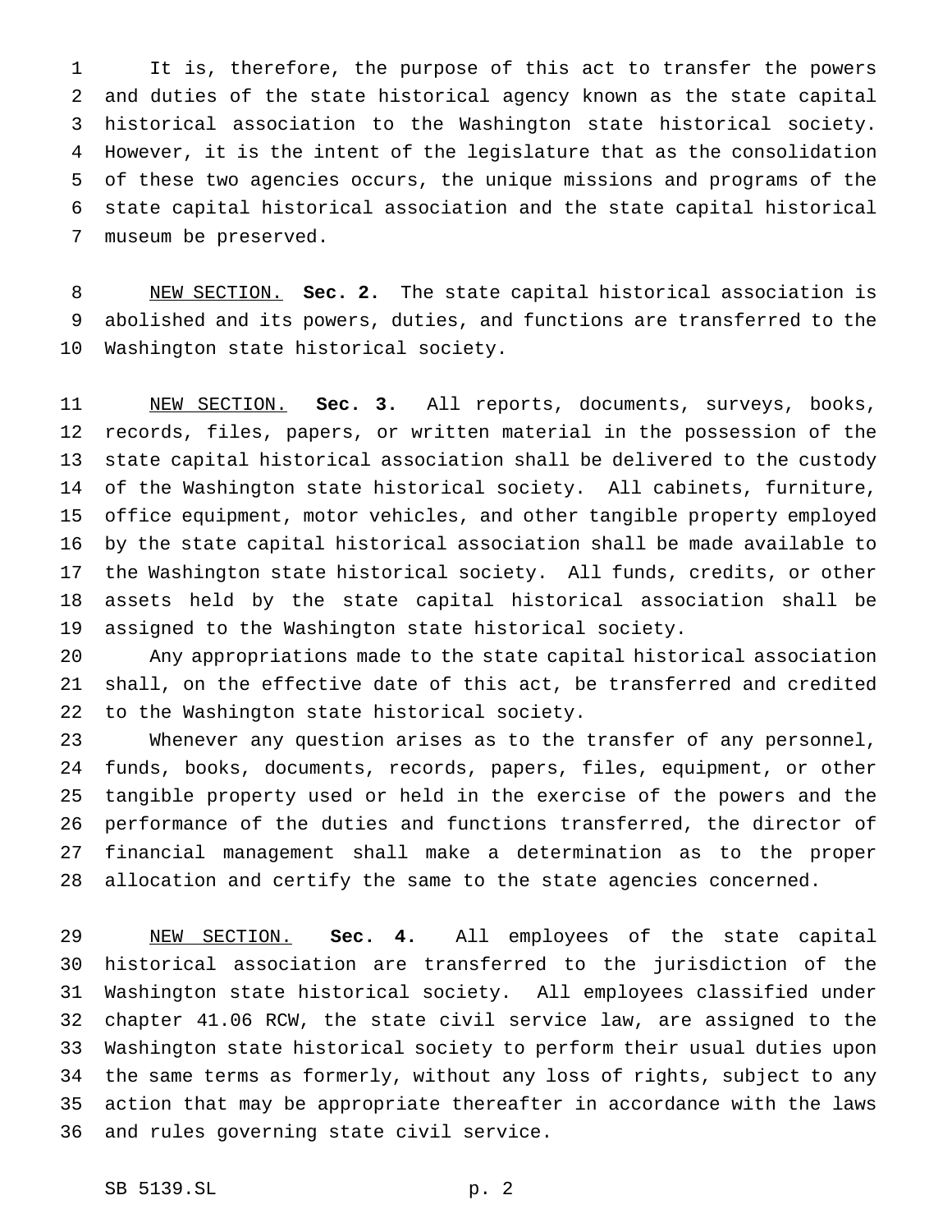It is, therefore, the purpose of this act to transfer the powers and duties of the state historical agency known as the state capital historical association to the Washington state historical society. However, it is the intent of the legislature that as the consolidation of these two agencies occurs, the unique missions and programs of the state capital historical association and the state capital historical museum be preserved.

NEW SECTION. **Sec. 2.** The state capital historical association is abolished and its powers, duties, and functions are transferred to the Washington state historical society.

NEW SECTION. **Sec. 3.** All reports, documents, surveys, books, records, files, papers, or written material in the possession of the state capital historical association shall be delivered to the custody of the Washington state historical society. All cabinets, furniture, office equipment, motor vehicles, and other tangible property employed by the state capital historical association shall be made available to the Washington state historical society. All funds, credits, or other assets held by the state capital historical association shall be assigned to the Washington state historical society.

Any appropriations made to the state capital historical association shall, on the effective date of this act, be transferred and credited to the Washington state historical society.

Whenever any question arises as to the transfer of any personnel, funds, books, documents, records, papers, files, equipment, or other tangible property used or held in the exercise of the powers and the performance of the duties and functions transferred, the director of financial management shall make a determination as to the proper allocation and certify the same to the state agencies concerned.

NEW SECTION. **Sec. 4.** All employees of the state capital historical association are transferred to the jurisdiction of the Washington state historical society. All employees classified under chapter 41.06 RCW, the state civil service law, are assigned to the Washington state historical society to perform their usual duties upon the same terms as formerly, without any loss of rights, subject to any action that may be appropriate thereafter in accordance with the laws and rules governing state civil service.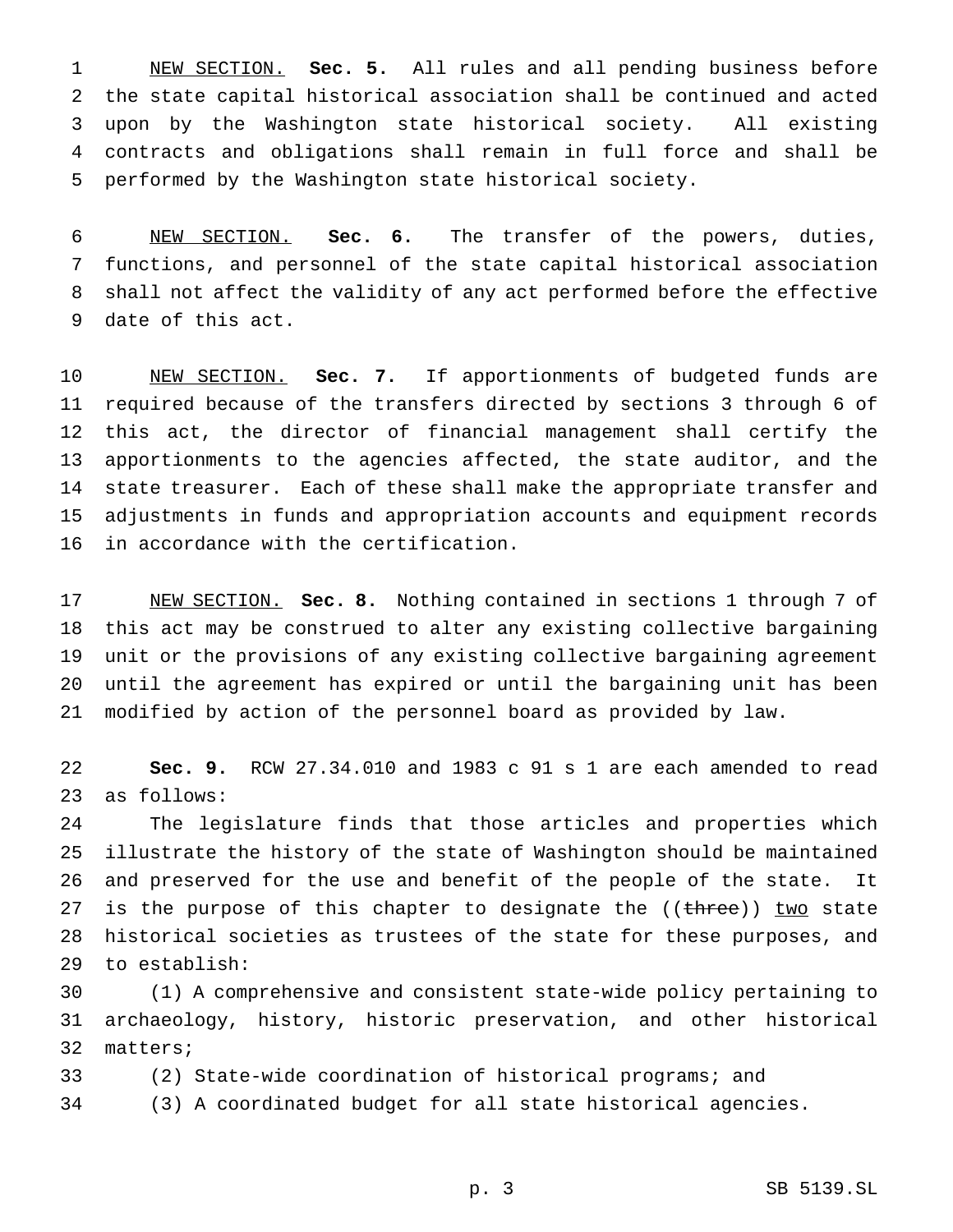NEW SECTION. **Sec. 5.** All rules and all pending business before the state capital historical association shall be continued and acted upon by the Washington state historical society. All existing contracts and obligations shall remain in full force and shall be performed by the Washington state historical society.

NEW SECTION. **Sec. 6.** The transfer of the powers, duties, functions, and personnel of the state capital historical association shall not affect the validity of any act performed before the effective date of this act.

NEW SECTION. **Sec. 7.** If apportionments of budgeted funds are required because of the transfers directed by sections 3 through 6 of this act, the director of financial management shall certify the apportionments to the agencies affected, the state auditor, and the state treasurer. Each of these shall make the appropriate transfer and adjustments in funds and appropriation accounts and equipment records in accordance with the certification.

NEW SECTION. **Sec. 8.** Nothing contained in sections 1 through 7 of this act may be construed to alter any existing collective bargaining unit or the provisions of any existing collective bargaining agreement until the agreement has expired or until the bargaining unit has been modified by action of the personnel board as provided by law.

**Sec. 9.** RCW 27.34.010 and 1983 c 91 s 1 are each amended to read as follows:

The legislature finds that those articles and properties which illustrate the history of the state of Washington should be maintained and preserved for the use and benefit of the people of the state. It is the purpose of this chapter to designate the ((~~three~~)) two state historical societies as trustees of the state for these purposes, and to establish:

(1) A comprehensive and consistent state-wide policy pertaining to archaeology, history, historic preservation, and other historical matters;

(2) State-wide coordination of historical programs; and

(3) A coordinated budget for all state historical agencies.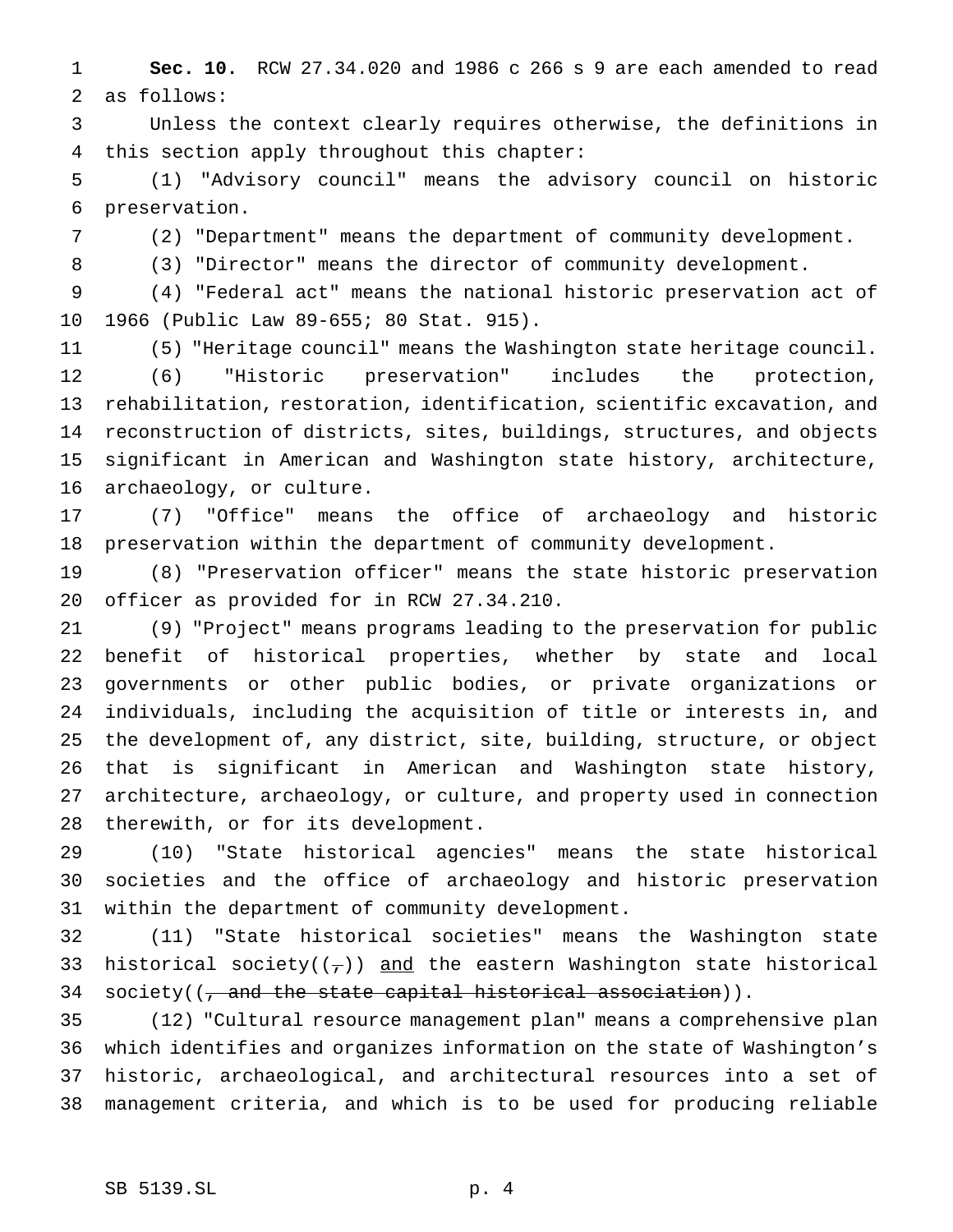**Sec. 10.** RCW 27.34.020 and 1986 c 266 s 9 are each amended to read as follows:

Unless the context clearly requires otherwise, the definitions in this section apply throughout this chapter:

(1) "Advisory council" means the advisory council on historic preservation.

(2) "Department" means the department of community development.

(3) "Director" means the director of community development.

(4) "Federal act" means the national historic preservation act of 1966 (Public Law 89-655; 80 Stat. 915).

(5) "Heritage council" means the Washington state heritage council.

(6) "Historic preservation" includes the protection, rehabilitation, restoration, identification, scientific excavation, and reconstruction of districts, sites, buildings, structures, and objects significant in American and Washington state history, architecture, archaeology, or culture.

(7) "Office" means the office of archaeology and historic preservation within the department of community development.

(8) "Preservation officer" means the state historic preservation officer as provided for in RCW 27.34.210.

(9) "Project" means programs leading to the preservation for public benefit of historical properties, whether by state and local governments or other public bodies, or private organizations or individuals, including the acquisition of title or interests in, and the development of, any district, site, building, structure, or object that is significant in American and Washington state history, architecture, archaeology, or culture, and property used in connection therewith, or for its development.

(10) "State historical agencies" means the state historical societies and the office of archaeology and historic preservation within the department of community development.

(11) "State historical societies" means the Washington state historical society((~~,~~)) <u>and</u> the eastern Washington state historical society((~~, and the state capital historical association~~)).

(12) "Cultural resource management plan" means a comprehensive plan which identifies and organizes information on the state of Washington's historic, archaeological, and architectural resources into a set of management criteria, and which is to be used for producing reliable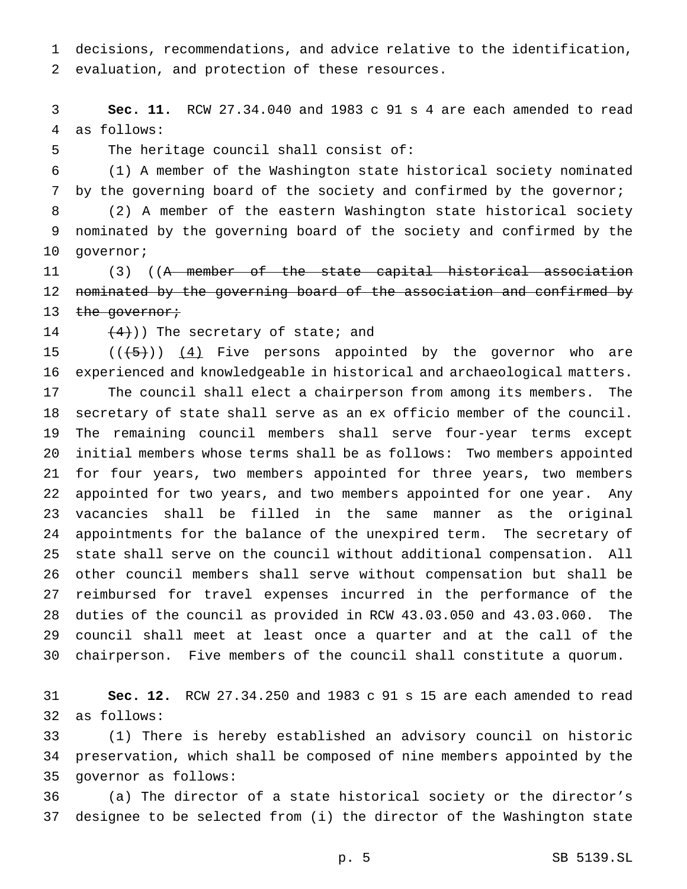decisions, recommendations, and advice relative to the identification, evaluation, and protection of these resources.

**Sec. 11.** RCW 27.34.040 and 1983 c 91 s 4 are each amended to read as follows:

The heritage council shall consist of:

(1) A member of the Washington state historical society nominated by the governing board of the society and confirmed by the governor;

(2) A member of the eastern Washington state historical society nominated by the governing board of the society and confirmed by the governor;

(3) ((~~A member of the state capital historical association nominated by the governing board of the association and confirmed by the governor;~~

~~(4)~~)) The secretary of state; and

((~~(5)~~)) <u>(4)</u> Five persons appointed by the governor who are experienced and knowledgeable in historical and archaeological matters.

The council shall elect a chairperson from among its members. The secretary of state shall serve as an ex officio member of the council. The remaining council members shall serve four-year terms except initial members whose terms shall be as follows: Two members appointed for four years, two members appointed for three years, two members appointed for two years, and two members appointed for one year. Any vacancies shall be filled in the same manner as the original appointments for the balance of the unexpired term. The secretary of state shall serve on the council without additional compensation. All other council members shall serve without compensation but shall be reimbursed for travel expenses incurred in the performance of the duties of the council as provided in RCW 43.03.050 and 43.03.060. The council shall meet at least once a quarter and at the call of the chairperson. Five members of the council shall constitute a quorum.

**Sec. 12.** RCW 27.34.250 and 1983 c 91 s 15 are each amended to read as follows:

(1) There is hereby established an advisory council on historic preservation, which shall be composed of nine members appointed by the governor as follows:

(a) The director of a state historical society or the director's designee to be selected from (i) the director of the Washington state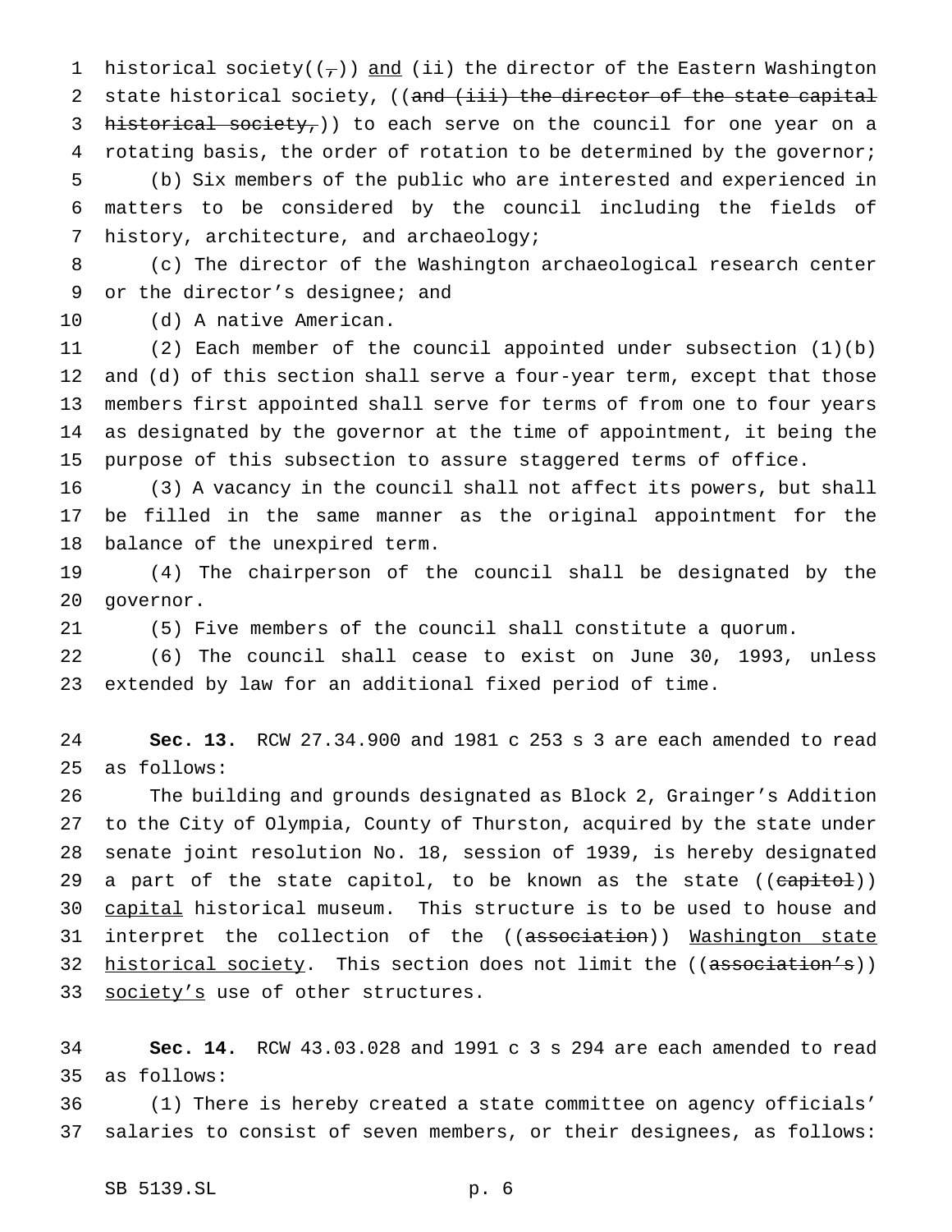historical society((,)) <u>and</u> (ii) the director of the Eastern Washington state historical society, ((~~and (iii) the director of the state capital historical society,~~)) to each serve on the council for one year on a rotating basis, the order of rotation to be determined by the governor;

(b) Six members of the public who are interested and experienced in matters to be considered by the council including the fields of history, architecture, and archaeology;

(c) The director of the Washington archaeological research center or the director's designee; and

(d) A native American.

(2) Each member of the council appointed under subsection (1)(b) and (d) of this section shall serve a four-year term, except that those members first appointed shall serve for terms of from one to four years as designated by the governor at the time of appointment, it being the purpose of this subsection to assure staggered terms of office.

(3) A vacancy in the council shall not affect its powers, but shall be filled in the same manner as the original appointment for the balance of the unexpired term.

(4) The chairperson of the council shall be designated by the governor.

(5) Five members of the council shall constitute a quorum.

(6) The council shall cease to exist on June 30, 1993, unless extended by law for an additional fixed period of time.

**Sec. 13.** RCW 27.34.900 and 1981 c 253 s 3 are each amended to read as follows:

The building and grounds designated as Block 2, Grainger's Addition to the City of Olympia, County of Thurston, acquired by the state under senate joint resolution No. 18, session of 1939, is hereby designated a part of the state capitol, to be known as the state ((~~capitol~~)) <u>capital</u> historical museum. This structure is to be used to house and interpret the collection of the ((~~association~~)) <u>Washington state historical society</u>. This section does not limit the ((~~association's~~)) <u>society's</u> use of other structures.

**Sec. 14.** RCW 43.03.028 and 1991 c 3 s 294 are each amended to read as follows:

(1) There is hereby created a state committee on agency officials' salaries to consist of seven members, or their designees, as follows: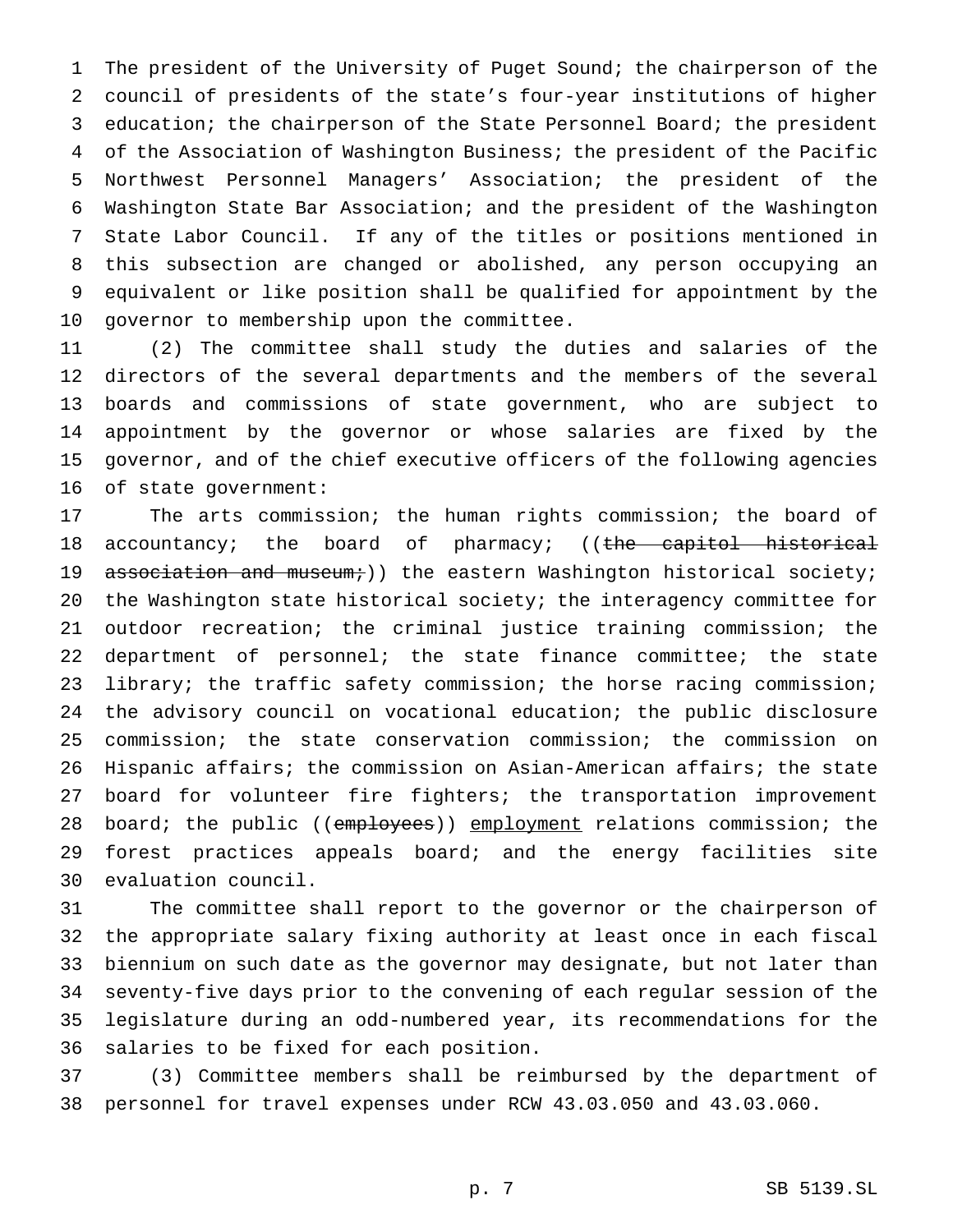The president of the University of Puget Sound; the chairperson of the council of presidents of the state's four-year institutions of higher education; the chairperson of the State Personnel Board; the president of the Association of Washington Business; the president of the Pacific Northwest Personnel Managers' Association; the president of the Washington State Bar Association; and the president of the Washington State Labor Council. If any of the titles or positions mentioned in this subsection are changed or abolished, any person occupying an equivalent or like position shall be qualified for appointment by the governor to membership upon the committee.

(2) The committee shall study the duties and salaries of the directors of the several departments and the members of the several boards and commissions of state government, who are subject to appointment by the governor or whose salaries are fixed by the governor, and of the chief executive officers of the following agencies of state government:

The arts commission; the human rights commission; the board of accountancy; the board of pharmacy; ((~~the capitol historical association and museum;~~)) the eastern Washington historical society; the Washington state historical society; the interagency committee for outdoor recreation; the criminal justice training commission; the department of personnel; the state finance committee; the state library; the traffic safety commission; the horse racing commission; the advisory council on vocational education; the public disclosure commission; the state conservation commission; the commission on Hispanic affairs; the commission on Asian-American affairs; the state board for volunteer fire fighters; the transportation improvement board; the public ((~~employees~~)) <u>employment</u> relations commission; the forest practices appeals board; and the energy facilities site evaluation council.

The committee shall report to the governor or the chairperson of the appropriate salary fixing authority at least once in each fiscal biennium on such date as the governor may designate, but not later than seventy-five days prior to the convening of each regular session of the legislature during an odd-numbered year, its recommendations for the salaries to be fixed for each position.

(3) Committee members shall be reimbursed by the department of personnel for travel expenses under RCW 43.03.050 and 43.03.060.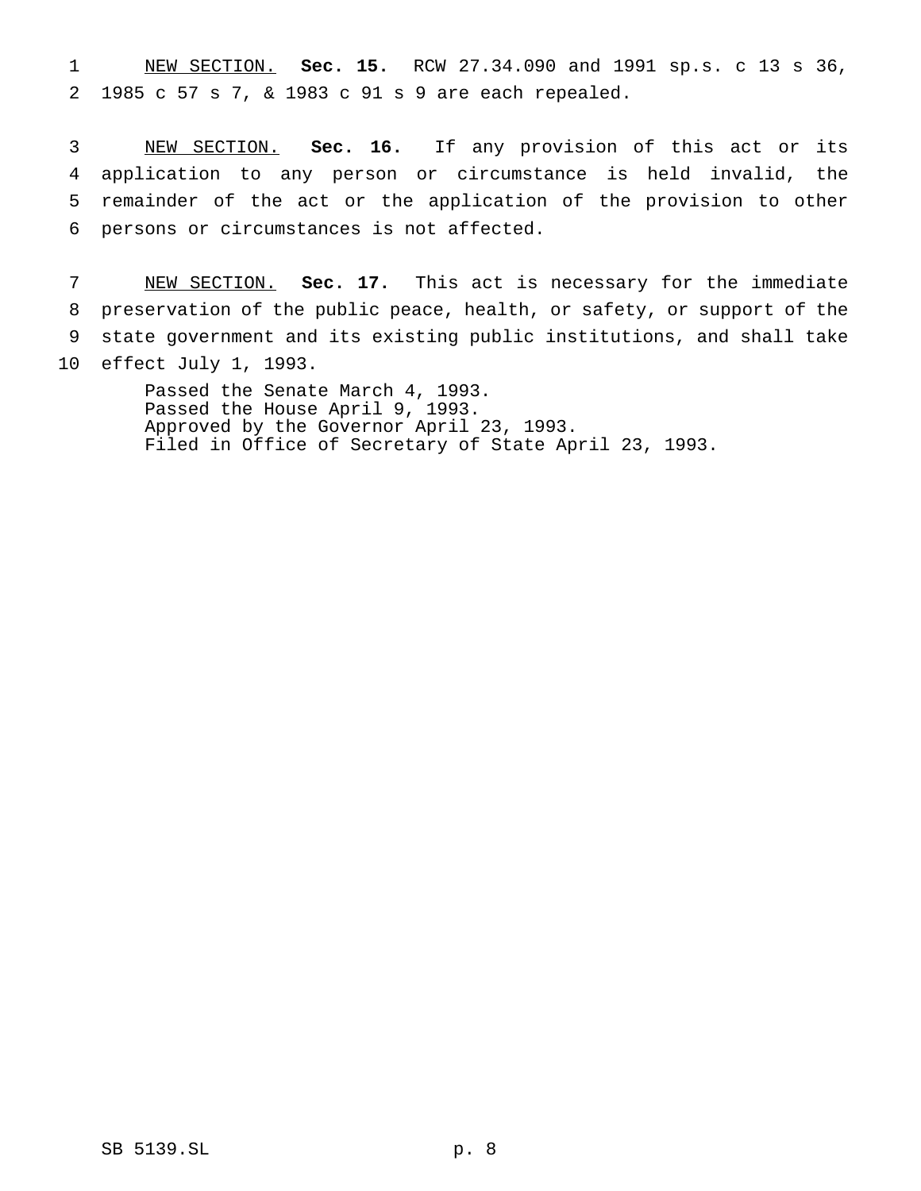NEW SECTION. **Sec. 15.** RCW 27.34.090 and 1991 sp.s. c 13 s 36, 1985 c 57 s 7, & 1983 c 91 s 9 are each repealed.

NEW SECTION. **Sec. 16.** If any provision of this act or its application to any person or circumstance is held invalid, the remainder of the act or the application of the provision to other persons or circumstances is not affected.

NEW SECTION. **Sec. 17.** This act is necessary for the immediate preservation of the public peace, health, or safety, or support of the state government and its existing public institutions, and shall take effect July 1, 1993.

Passed the Senate March 4, 1993.
Passed the House April 9, 1993.
Approved by the Governor April 23, 1993.
Filed in Office of Secretary of State April 23, 1993.